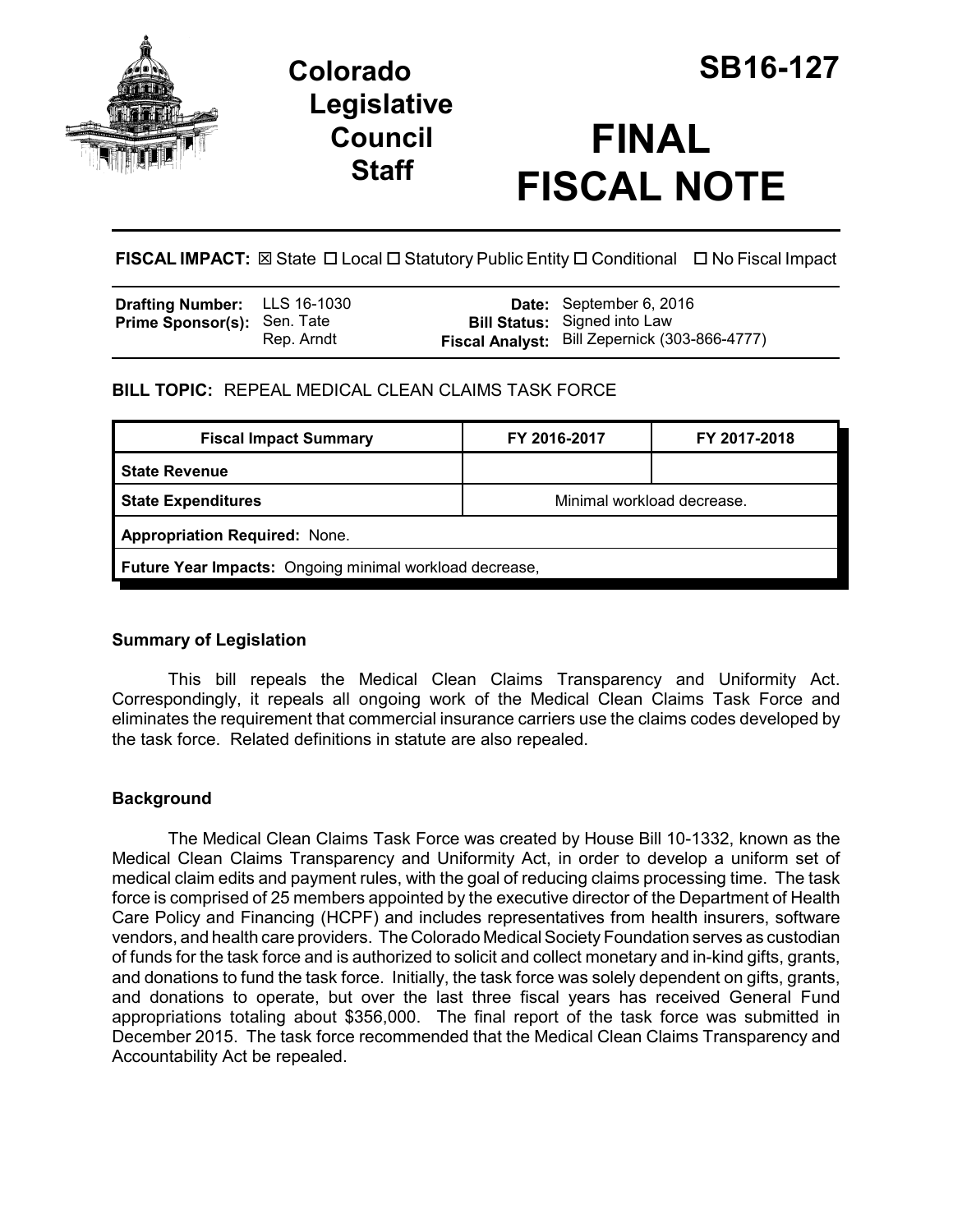# Colorado Legislative Council Staff

# SB16-127

# FINAL FISCAL NOTE

**FISCAL IMPACT:** ☒ State ☐ Local ☐ Statutory Public Entity ☐ Conditional ☐ No Fiscal Impact

| | | | |
|---|---|---|---|
| **Drafting Number:** | LLS 16-1030 | **Date:** | September 6, 2016 |
| **Prime Sponsor(s):** | Sen. Tate<br>Rep. Arndt | **Bill Status:** | Signed into Law |
| | | **Fiscal Analyst:** | Bill Zepernick (303-866-4777) |

**BILL TOPIC:** REPEAL MEDICAL CLEAN CLAIMS TASK FORCE

| Fiscal Impact Summary | FY 2016-2017 | FY 2017-2018 |
|---|---|---|
| **State Revenue** | | |
| **State Expenditures** | Minimal workload decrease. | |
| **Appropriation Required:** None. | | |
| **Future Year Impacts:** Ongoing minimal workload decrease, | | |

## Summary of Legislation

This bill repeals the Medical Clean Claims Transparency and Uniformity Act. Correspondingly, it repeals all ongoing work of the Medical Clean Claims Task Force and eliminates the requirement that commercial insurance carriers use the claims codes developed by the task force. Related definitions in statute are also repealed.

## Background

The Medical Clean Claims Task Force was created by House Bill 10-1332, known as the Medical Clean Claims Transparency and Uniformity Act, in order to develop a uniform set of medical claim edits and payment rules, with the goal of reducing claims processing time. The task force is comprised of 25 members appointed by the executive director of the Department of Health Care Policy and Financing (HCPF) and includes representatives from health insurers, software vendors, and health care providers. The Colorado Medical Society Foundation serves as custodian of funds for the task force and is authorized to solicit and collect monetary and in-kind gifts, grants, and donations to fund the task force. Initially, the task force was solely dependent on gifts, grants, and donations to operate, but over the last three fiscal years has received General Fund appropriations totaling about $356,000. The final report of the task force was submitted in December 2015. The task force recommended that the Medical Clean Claims Transparency and Accountability Act be repealed.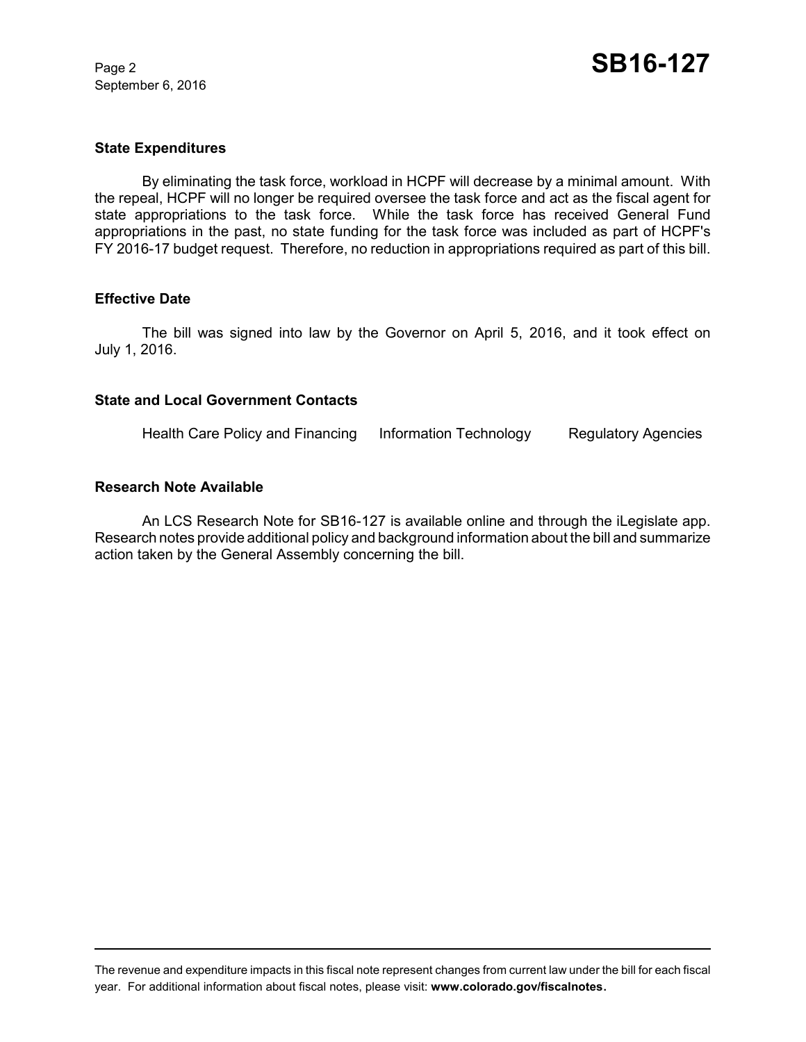### State Expenditures

By eliminating the task force, workload in HCPF will decrease by a minimal amount. With the repeal, HCPF will no longer be required oversee the task force and act as the fiscal agent for state appropriations to the task force. While the task force has received General Fund appropriations in the past, no state funding for the task force was included as part of HCPF's FY 2016-17 budget request. Therefore, no reduction in appropriations required as part of this bill.

### Effective Date

The bill was signed into law by the Governor on April 5, 2016, and it took effect on July 1, 2016.

### State and Local Government Contacts

Health Care Policy and Financing    Information Technology    Regulatory Agencies

### Research Note Available

An LCS Research Note for SB16-127 is available online and through the iLegislate app. Research notes provide additional policy and background information about the bill and summarize action taken by the General Assembly concerning the bill.

The revenue and expenditure impacts in this fiscal note represent changes from current law under the bill for each fiscal year. For additional information about fiscal notes, please visit: **www.colorado.gov/fiscalnotes.**